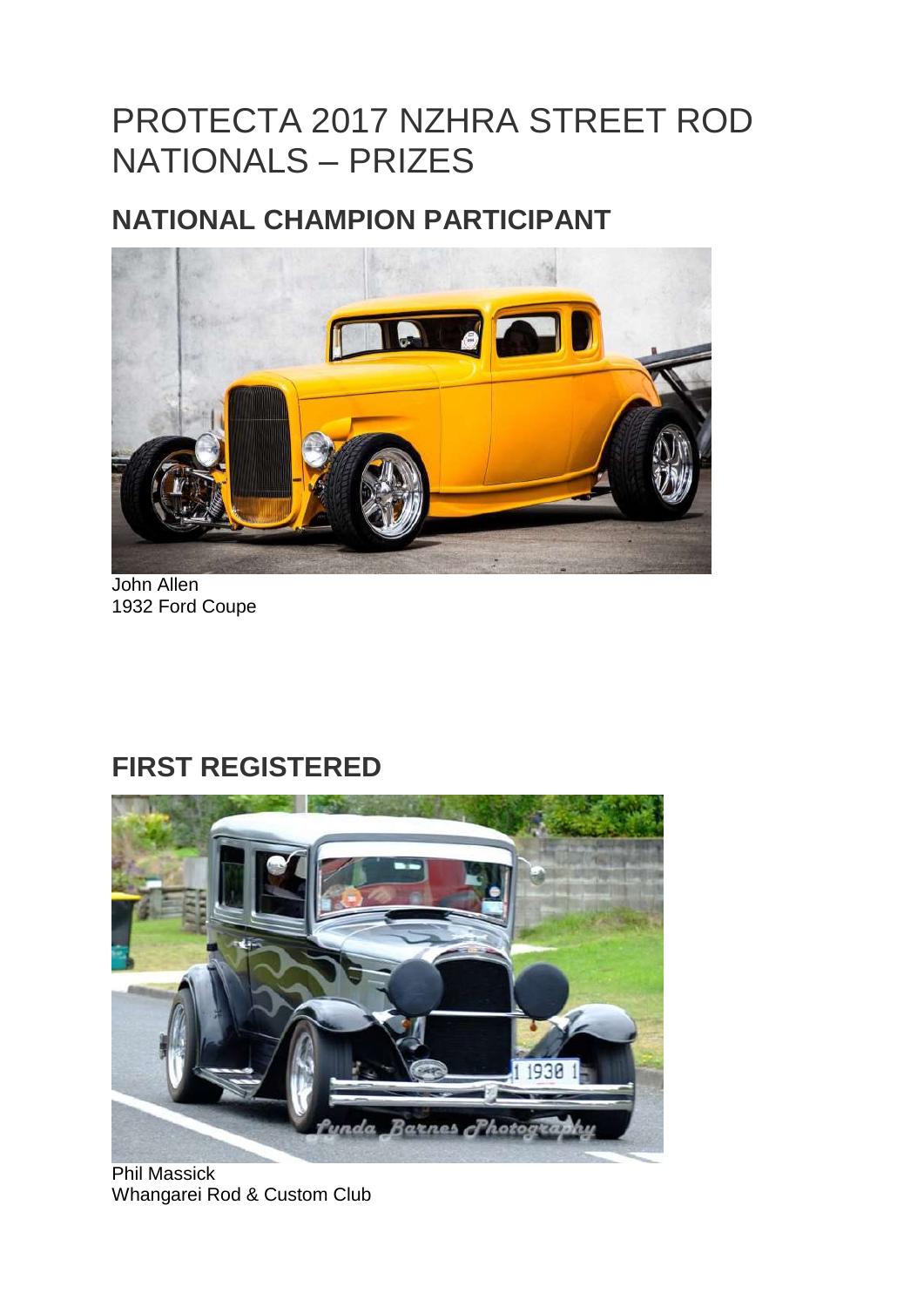# PROTECTA 2017 NZHRA STREET ROD NATIONALS – PRIZES

## NATIONAL CHAMPION PARTICIPANT

John Allen
1932 Ford Coupe

## FIRST REGISTERED

Phil Massick
Whangarei Rod & Custom Club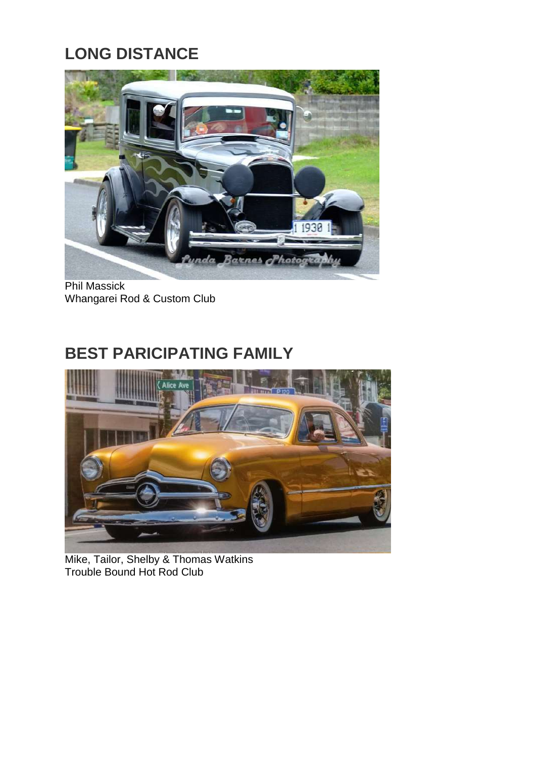## LONG DISTANCE

Phil Massick
Whangarei Rod & Custom Club

## BEST PARICIPATING FAMILY

Mike, Tailor, Shelby & Thomas Watkins
Trouble Bound Hot Rod Club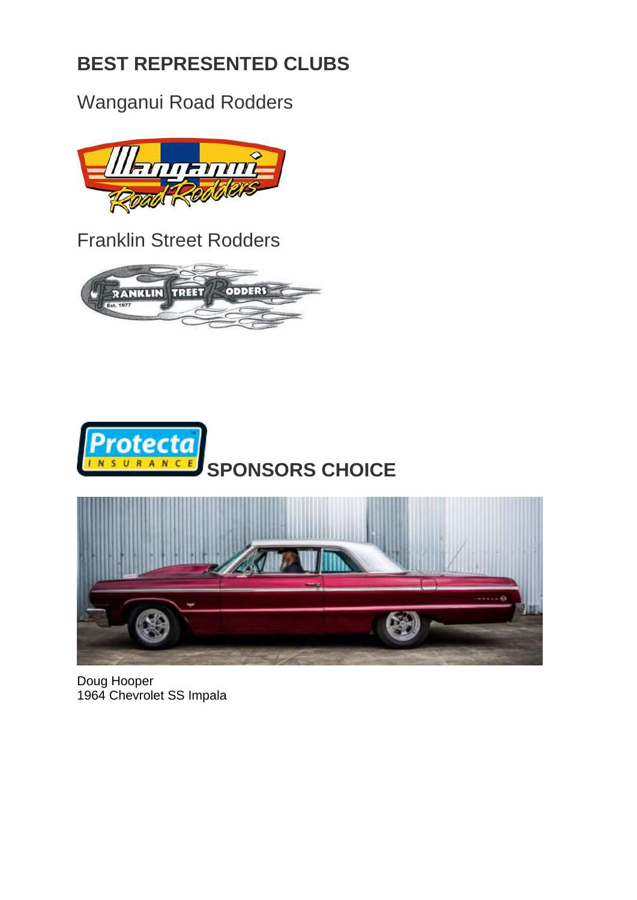## BEST REPRESENTED CLUBS

Wanganui Road Rodders

Franklin Street Rodders

## SPONSORS CHOICE

Doug Hooper
1964 Chevrolet SS Impala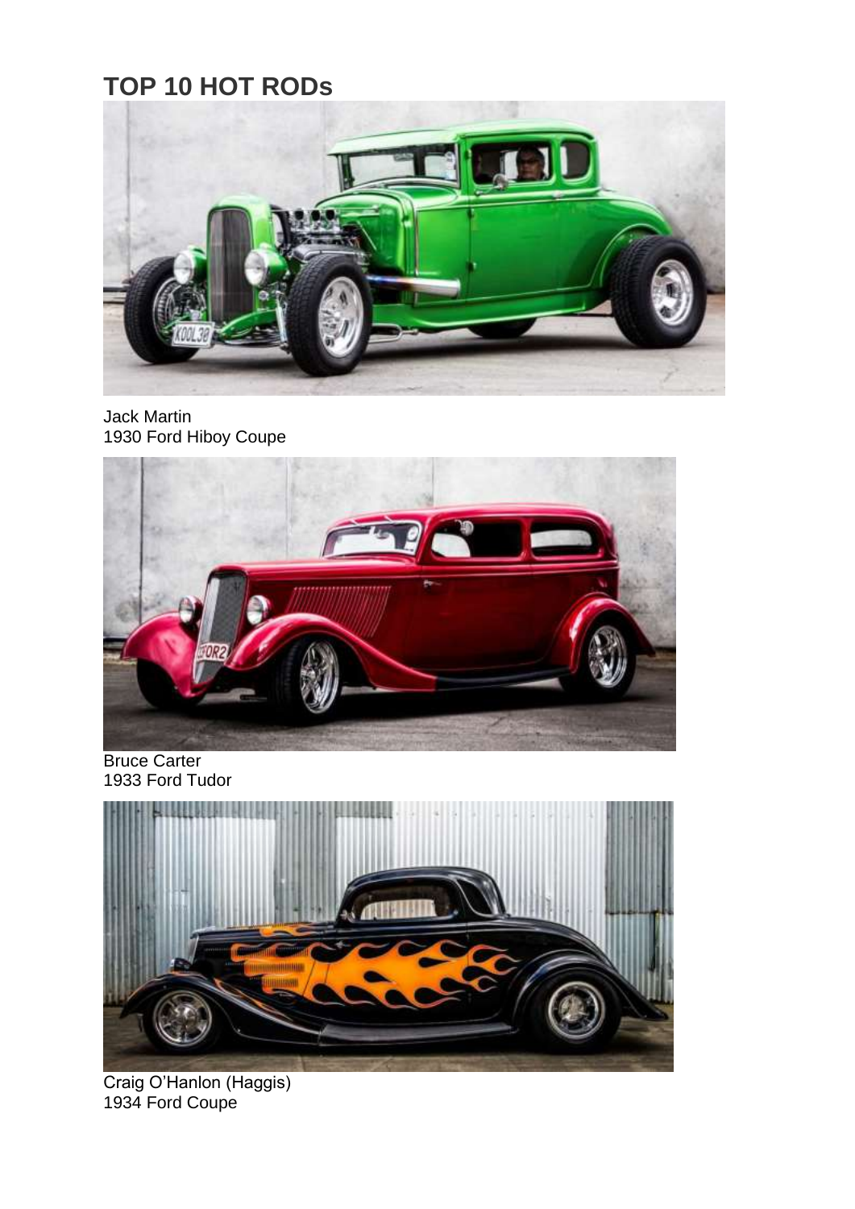# TOP 10 HOT RODs

Jack Martin
1930 Ford Hiboy Coupe

Bruce Carter
1933 Ford Tudor

Craig O'Hanlon (Haggis)
1934 Ford Coupe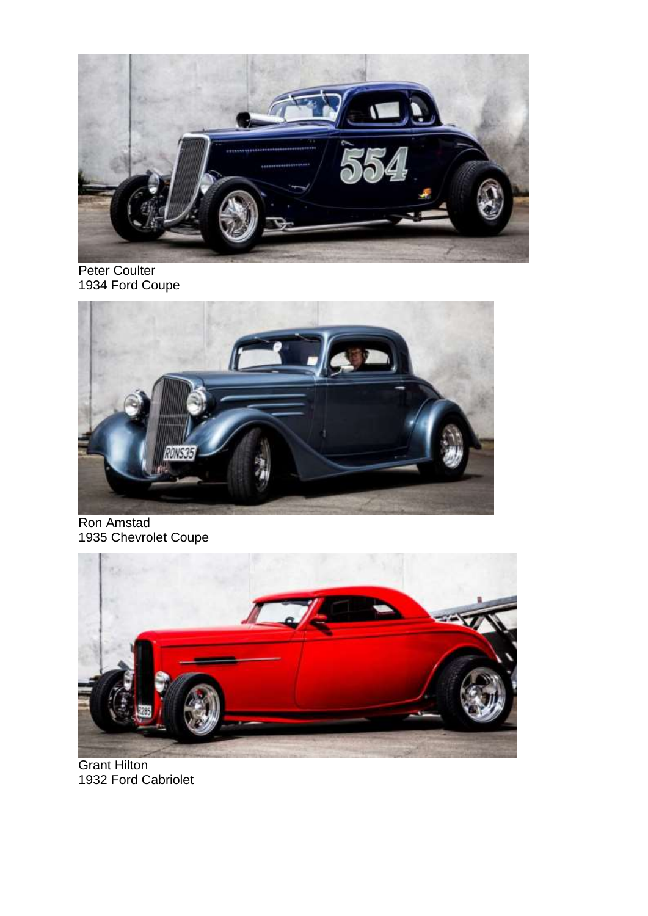Peter Coulter
1934 Ford Coupe

Ron Amstad
1935 Chevrolet Coupe

Grant Hilton
1932 Ford Cabriolet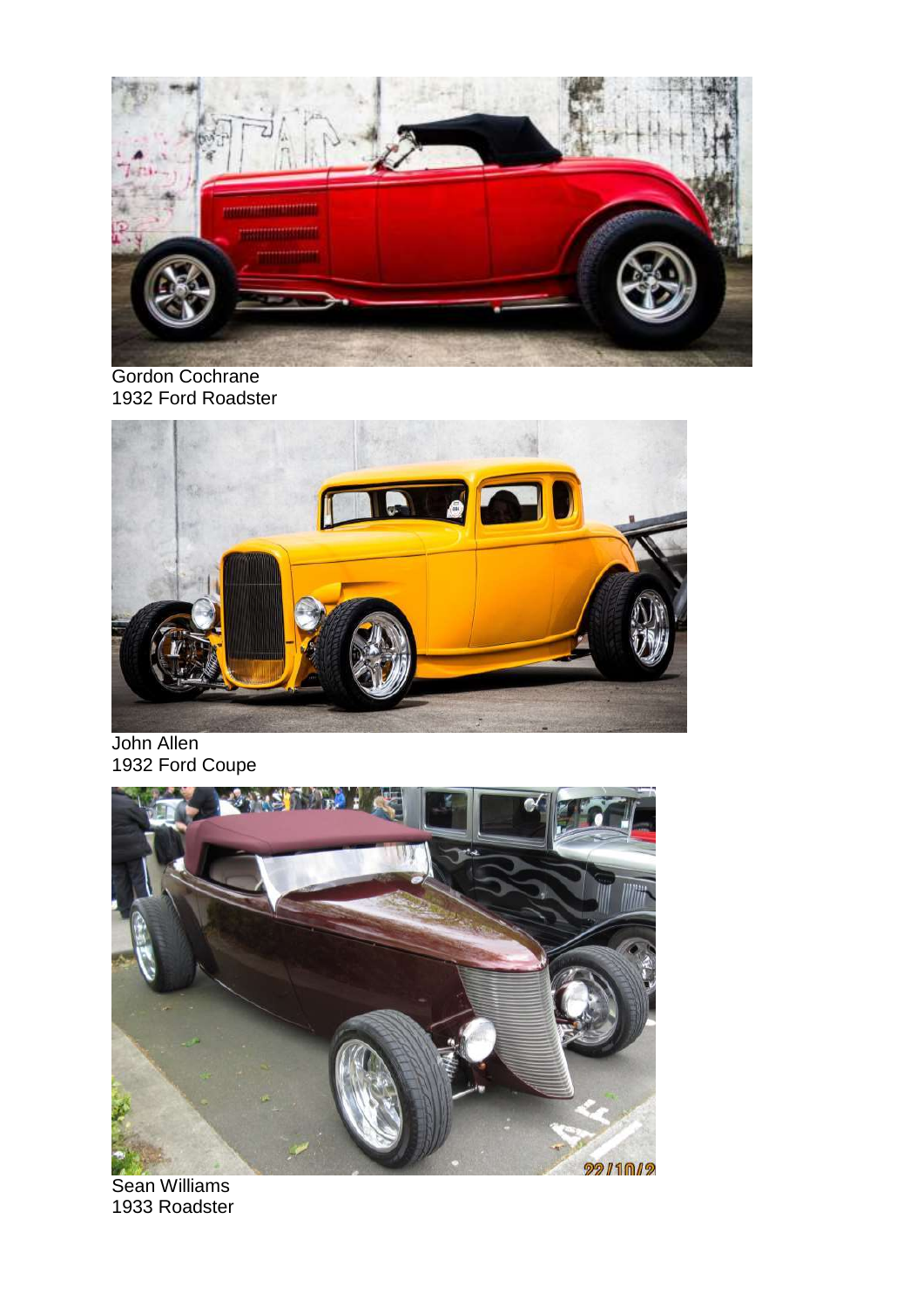Gordon Cochrane
1932 Ford Roadster

John Allen
1932 Ford Coupe

Sean Williams
1933 Roadster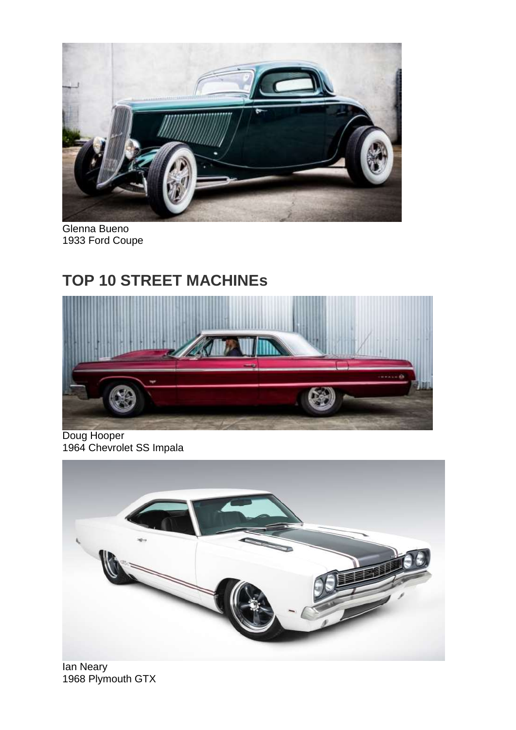Glenna Bueno
1933 Ford Coupe

## TOP 10 STREET MACHINEs

Doug Hooper
1964 Chevrolet SS Impala

Ian Neary
1968 Plymouth GTX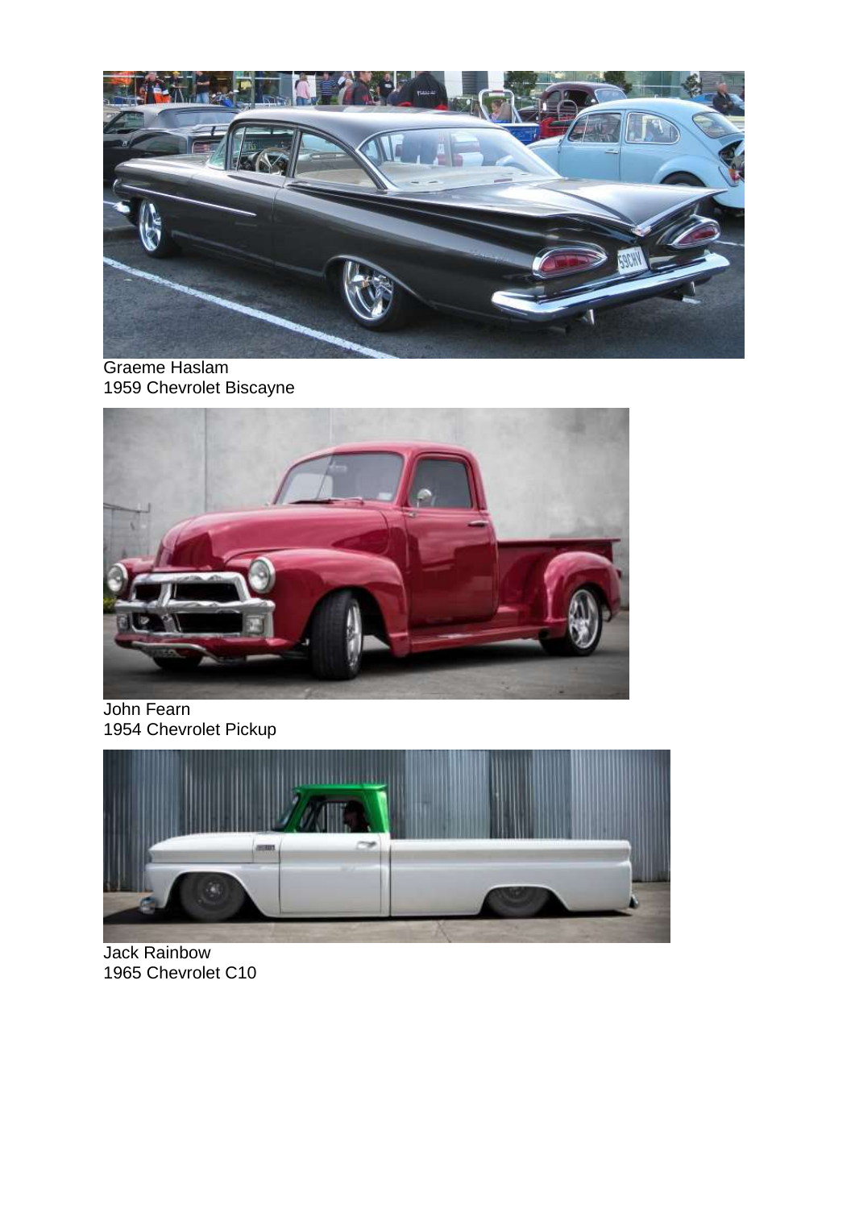Graeme Haslam
1959 Chevrolet Biscayne

John Fearn
1954 Chevrolet Pickup

Jack Rainbow
1965 Chevrolet C10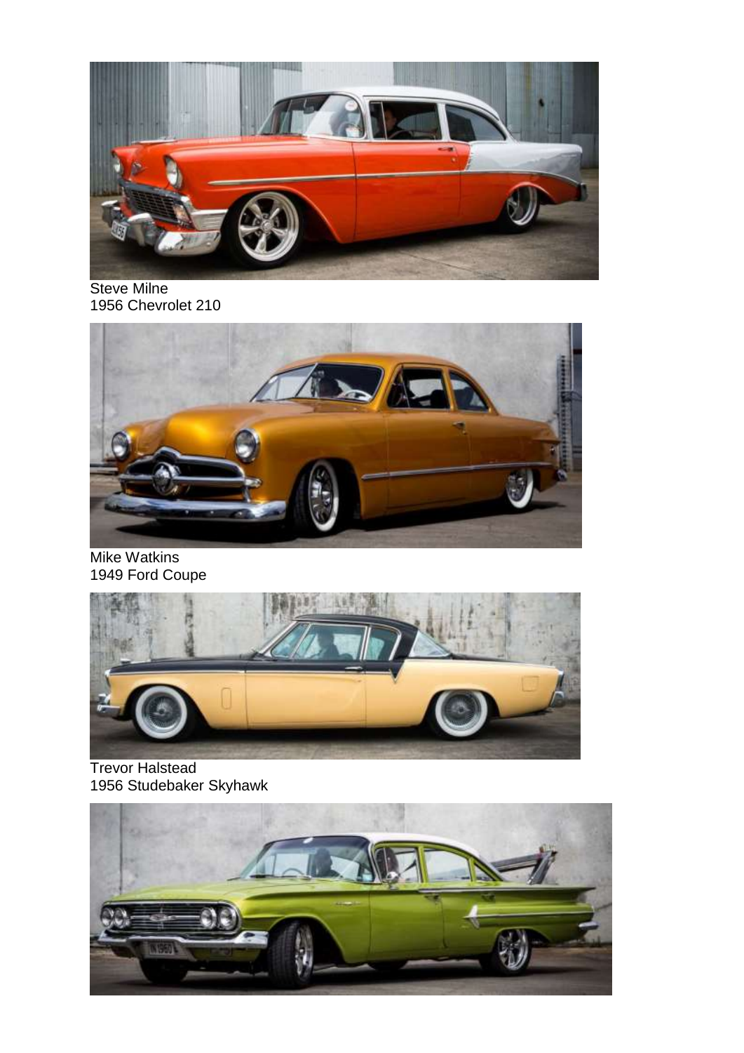Steve Milne
1956 Chevrolet 210

Mike Watkins
1949 Ford Coupe

Trevor Halstead
1956 Studebaker Skyhawk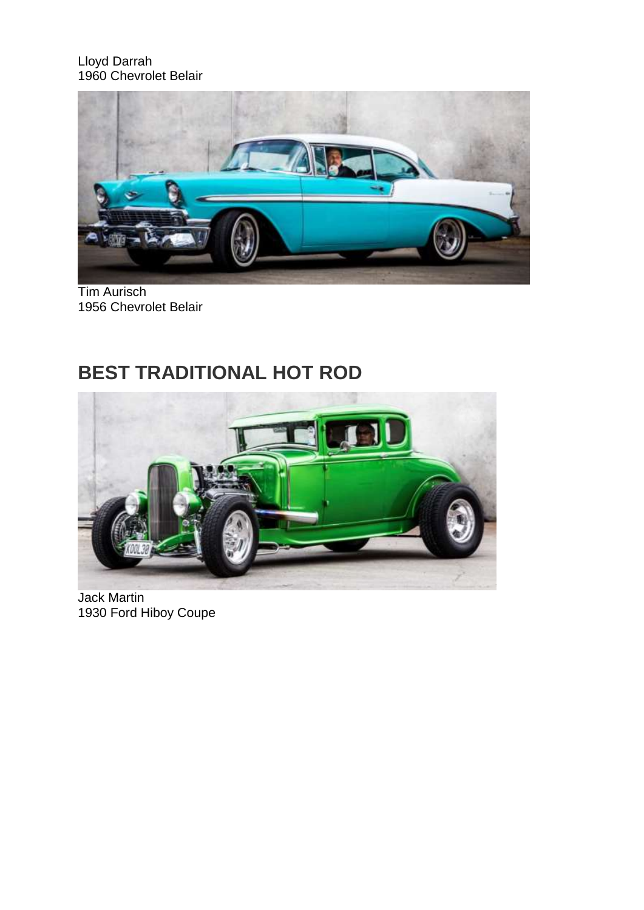Lloyd Darrah
1960 Chevrolet Belair

Tim Aurisch
1956 Chevrolet Belair

## BEST TRADITIONAL HOT ROD

Jack Martin
1930 Ford Hiboy Coupe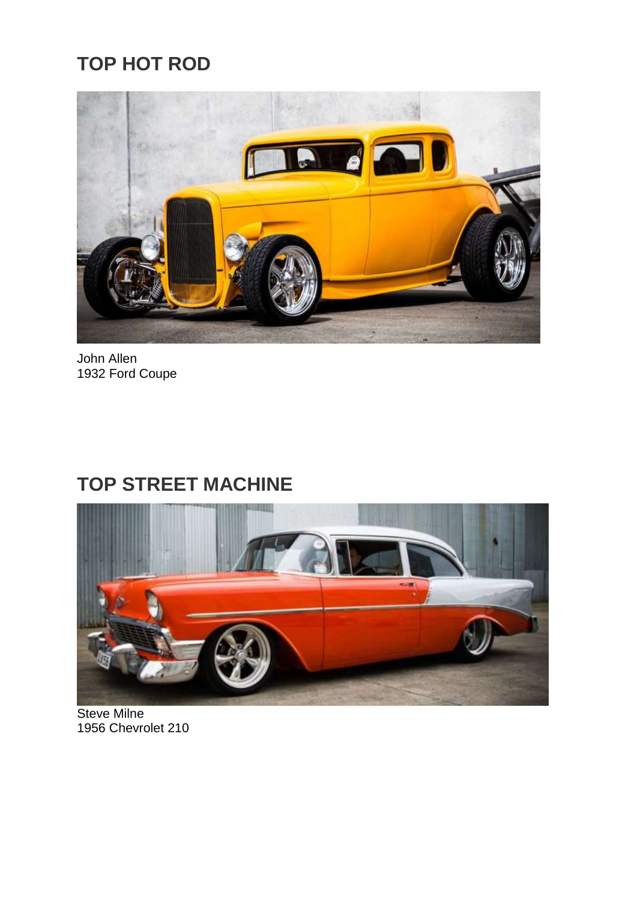## TOP HOT ROD

John Allen
1932 Ford Coupe

## TOP STREET MACHINE

Steve Milne
1956 Chevrolet 210